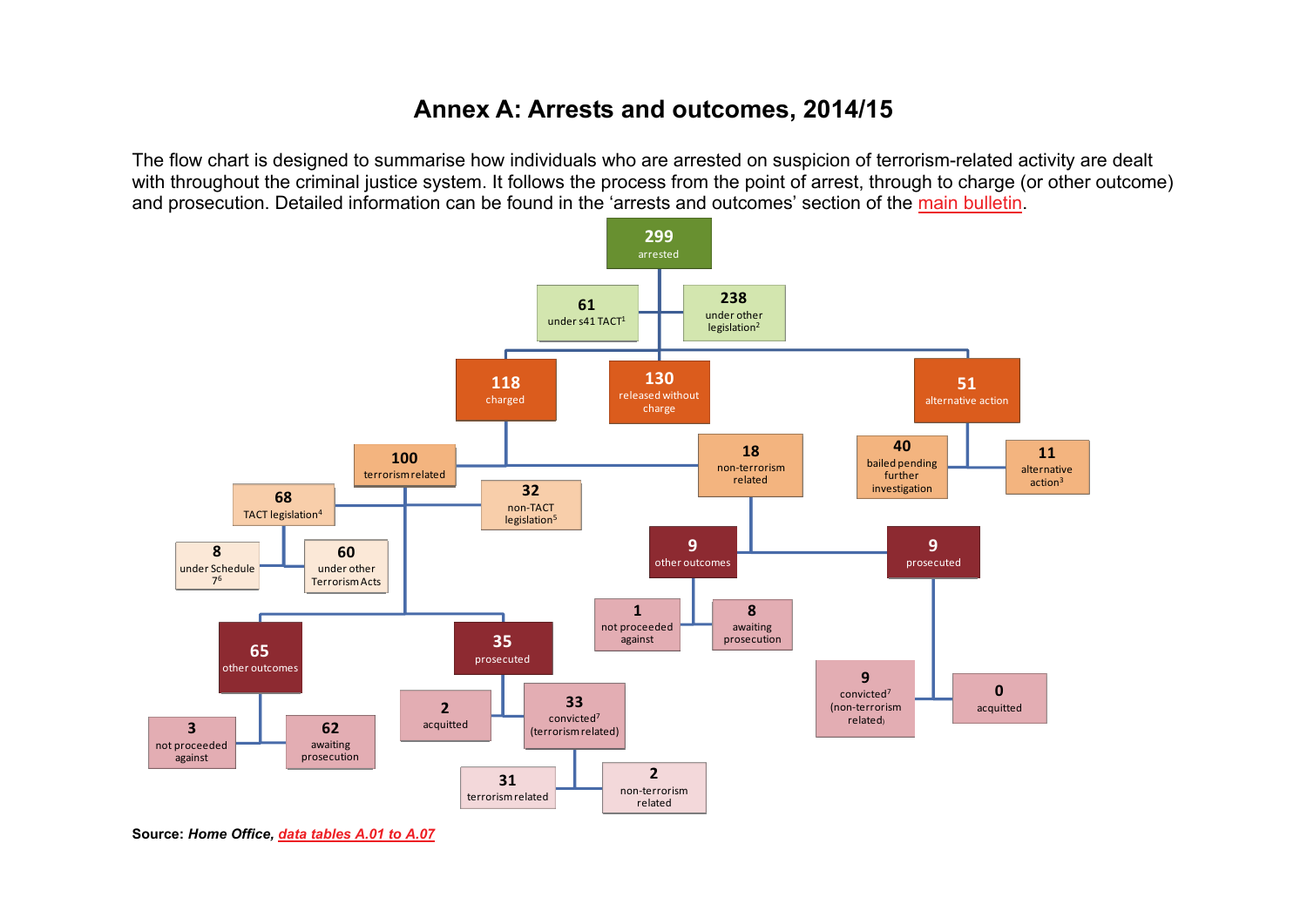# Annex A: Arrests and outcomes, 2014/15

The flow chart is designed to summarise how individuals who are arrested on suspicion of terrorism-related activity are dealt with throughout the criminal justice system. It follows the process from the point of arrest, through to charge (or other outcome) and prosecution. Detailed information can be found in the 'arrests and outcomes' section of the main bulletin.

- **299** arrested
  - **61** under s41 TACT[1]
  - **238** under other legislation[2]
- **118** charged
  - **100** terrorism related
    - **68** TACT legislation[4]
      - **8** under Schedule 7[6]
      - **60** under other Terrorism Acts
    - **32** non-TACT legislation[5]
    - **65** other outcomes
      - **3** not proceeded against
      - **62** awaiting prosecution
    - **35** prosecuted
      - **2** acquitted
      - **33** convicted[7] (terrorism related)
        - **31** terrorism related
        - **2** non-terrorism related
  - **18** non-terrorism related
    - **9** other outcomes
      - **1** not proceeded against
      - **8** awaiting prosecution
    - **9** prosecuted
      - **9** convicted[7] (non-terrorism related)
      - **0** acquitted
- **130** released without charge
- **51** alternative action
  - **40** bailed pending further investigation
  - **11** alternative action[3]

**Source:** ***Home Office, data tables A.01 to A.07***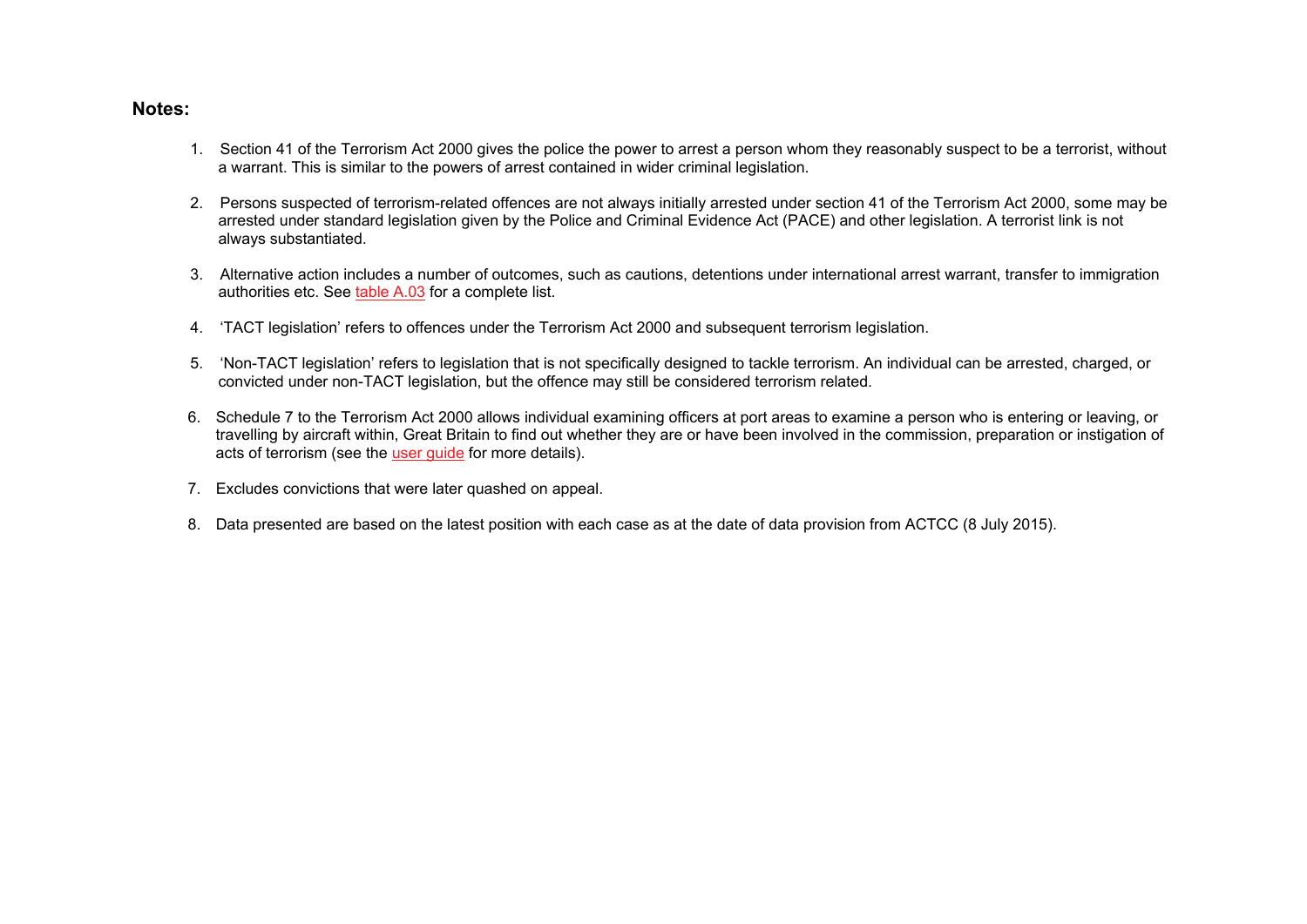**Notes:**

1. Section 41 of the Terrorism Act 2000 gives the police the power to arrest a person whom they reasonably suspect to be a terrorist, without a warrant. This is similar to the powers of arrest contained in wider criminal legislation.

2. Persons suspected of terrorism-related offences are not always initially arrested under section 41 of the Terrorism Act 2000, some may be arrested under standard legislation given by the Police and Criminal Evidence Act (PACE) and other legislation. A terrorist link is not always substantiated.

3. Alternative action includes a number of outcomes, such as cautions, detentions under international arrest warrant, transfer to immigration authorities etc. See table A.03 for a complete list.

4. 'TACT legislation' refers to offences under the Terrorism Act 2000 and subsequent terrorism legislation.

5. 'Non-TACT legislation' refers to legislation that is not specifically designed to tackle terrorism. An individual can be arrested, charged, or convicted under non-TACT legislation, but the offence may still be considered terrorism related.

6. Schedule 7 to the Terrorism Act 2000 allows individual examining officers at port areas to examine a person who is entering or leaving, or travelling by aircraft within, Great Britain to find out whether they are or have been involved in the commission, preparation or instigation of acts of terrorism (see the user guide for more details).

7. Excludes convictions that were later quashed on appeal.

8. Data presented are based on the latest position with each case as at the date of data provision from ACTCC (8 July 2015).